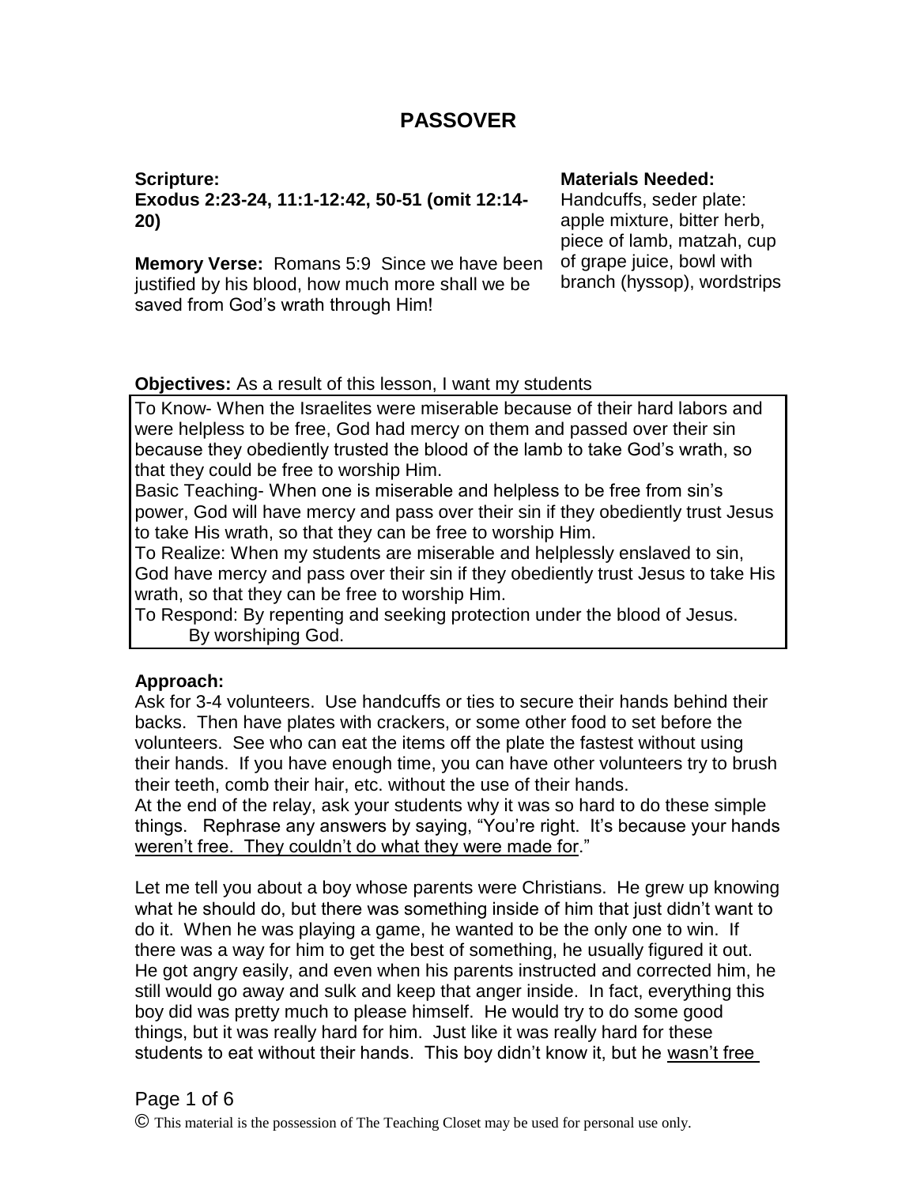# PASSOVER

**Scripture:**
**Exodus 2:23-24, 11:1-12:42, 50-51 (omit 12:14-20)**

**Memory Verse:** Romans 5:9 Since we have been justified by his blood, how much more shall we be saved from God's wrath through Him!

**Materials Needed:**
Handcuffs, seder plate: apple mixture, bitter herb, piece of lamb, matzah, cup of grape juice, bowl with branch (hyssop), wordstrips

**Objectives:** As a result of this lesson, I want my students

To Know- When the Israelites were miserable because of their hard labors and were helpless to be free, God had mercy on them and passed over their sin because they obediently trusted the blood of the lamb to take God's wrath, so that they could be free to worship Him.
Basic Teaching- When one is miserable and helpless to be free from sin's power, God will have mercy and pass over their sin if they obediently trust Jesus to take His wrath, so that they can be free to worship Him.
To Realize: When my students are miserable and helplessly enslaved to sin, God have mercy and pass over their sin if they obediently trust Jesus to take His wrath, so that they can be free to worship Him.
To Respond: By repenting and seeking protection under the blood of Jesus.
By worshiping God.

**Approach:**
Ask for 3-4 volunteers. Use handcuffs or ties to secure their hands behind their backs. Then have plates with crackers, or some other food to set before the volunteers. See who can eat the items off the plate the fastest without using their hands. If you have enough time, you can have other volunteers try to brush their teeth, comb their hair, etc. without the use of their hands.
At the end of the relay, ask your students why it was so hard to do these simple things. Rephrase any answers by saying, "You're right. It's because your hands <u>weren't free. They couldn't do what they were made for</u>."

Let me tell you about a boy whose parents were Christians. He grew up knowing what he should do, but there was something inside of him that just didn't want to do it. When he was playing a game, he wanted to be the only one to win. If there was a way for him to get the best of something, he usually figured it out. He got angry easily, and even when his parents instructed and corrected him, he still would go away and sulk and keep that anger inside. In fact, everything this boy did was pretty much to please himself. He would try to do some good things, but it was really hard for him. Just like it was really hard for these students to eat without their hands. This boy didn't know it, but he <u>wasn't free</u>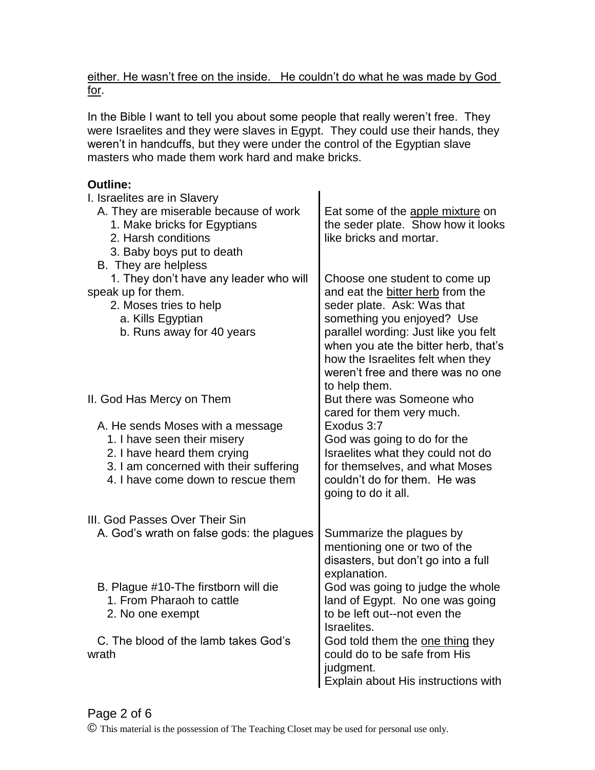<u>either. He wasn't free on the inside. He couldn't do what he was made by God for</u>.

In the Bible I want to tell you about some people that really weren't free. They were Israelites and they were slaves in Egypt. They could use their hands, they weren't in handcuffs, but they were under the control of the Egyptian slave masters who made them work hard and make bricks.

**Outline:**

| | |
|---|---|
| I. Israelites are in Slavery | |
| A. They are miserable because of work<br>1. Make bricks for Egyptians<br>2. Harsh conditions<br>3. Baby boys put to death | Eat some of the <u>apple mixture</u> on the seder plate. Show how it looks like bricks and mortar. |
| B. They are helpless<br>1. They don't have any leader who will speak up for them.<br>2. Moses tries to help<br>a. Kills Egyptian<br>b. Runs away for 40 years | Choose one student to come up and eat the <u>bitter herb</u> from the seder plate. Ask: Was that something you enjoyed? Use parallel wording: Just like you felt when you ate the bitter herb, that's how the Israelites felt when they weren't free and there was no one to help them. |
| II. God Has Mercy on Them | But there was Someone who cared for them very much. |
| A. He sends Moses with a message<br>1. I have seen their misery<br>2. I have heard them crying<br>3. I am concerned with their suffering<br>4. I have come down to rescue them | Exodus 3:7<br>God was going to do for the Israelites what they could not do for themselves, and what Moses couldn't do for them. He was going to do it all. |
| III. God Passes Over Their Sin | |
| A. God's wrath on false gods: the plagues | Summarize the plagues by mentioning one or two of the disasters, but don't go into a full explanation. |
| B. Plague #10-The firstborn will die<br>1. From Pharaoh to cattle<br>2. No one exempt | God was going to judge the whole land of Egypt. No one was going to be left out--not even the Israelites. |
| C. The blood of the lamb takes God's wrath | God told them the <u>one thing</u> they could do to be safe from His judgment.<br>Explain about His instructions with |

© This material is the possession of The Teaching Closet may be used for personal use only.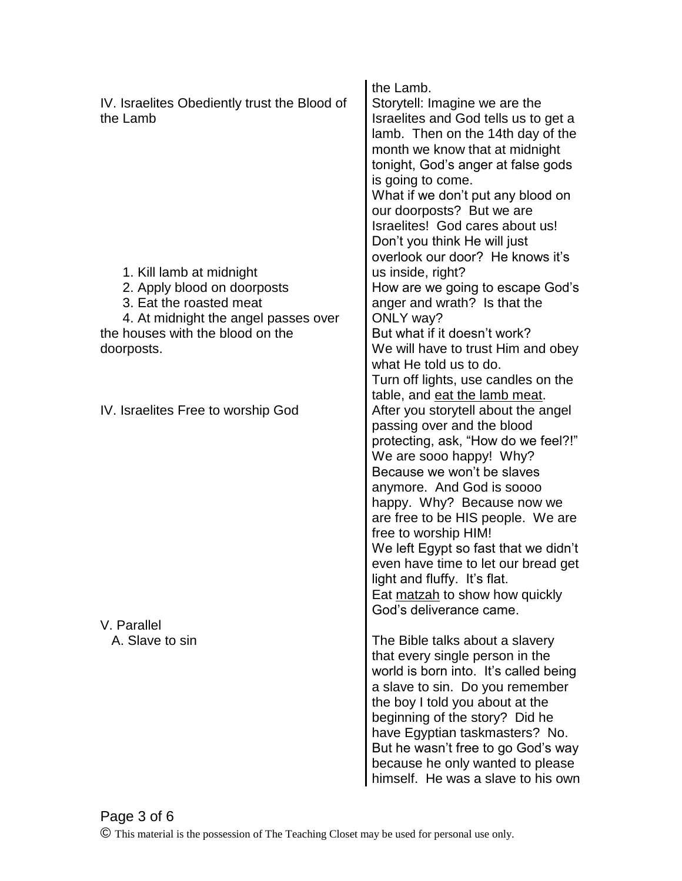| | |
|---|---|
| | the Lamb. |
| IV. Israelites Obediently trust the Blood of the Lamb | Storytell: Imagine we are the Israelites and God tells us to get a lamb. Then on the 14th day of the month we know that at midnight tonight, God's anger at false gods is going to come. What if we don't put any blood on our doorposts? But we are Israelites! God cares about us! Don't you think He will just overlook our door? He knows it's us inside, right? |
| 1. Kill lamb at midnight<br>2. Apply blood on doorposts<br>3. Eat the roasted meat<br>4. At midnight the angel passes over the houses with the blood on the doorposts. | How are we going to escape God's anger and wrath? Is that the ONLY way? But what if it doesn't work? We will have to trust Him and obey what He told us to do. Turn off lights, use candles on the table, and eat the lamb meat. |
| IV. Israelites Free to worship God | After you storytell about the angel passing over and the blood protecting, ask, "How do we feel?!" We are sooo happy! Why? Because we won't be slaves anymore. And God is soooo happy. Why? Because now we are free to be HIS people. We are free to worship HIM! We left Egypt so fast that we didn't even have time to let our bread get light and fluffy. It's flat. Eat matzah to show how quickly God's deliverance came. |
| V. Parallel<br>A. Slave to sin | The Bible talks about a slavery that every single person in the world is born into. It's called being a slave to sin. Do you remember the boy I told you about at the beginning of the story? Did he have Egyptian taskmasters? No. But he wasn't free to go God's way because he only wanted to please himself. He was a slave to his own |

© This material is the possession of The Teaching Closet may be used for personal use only.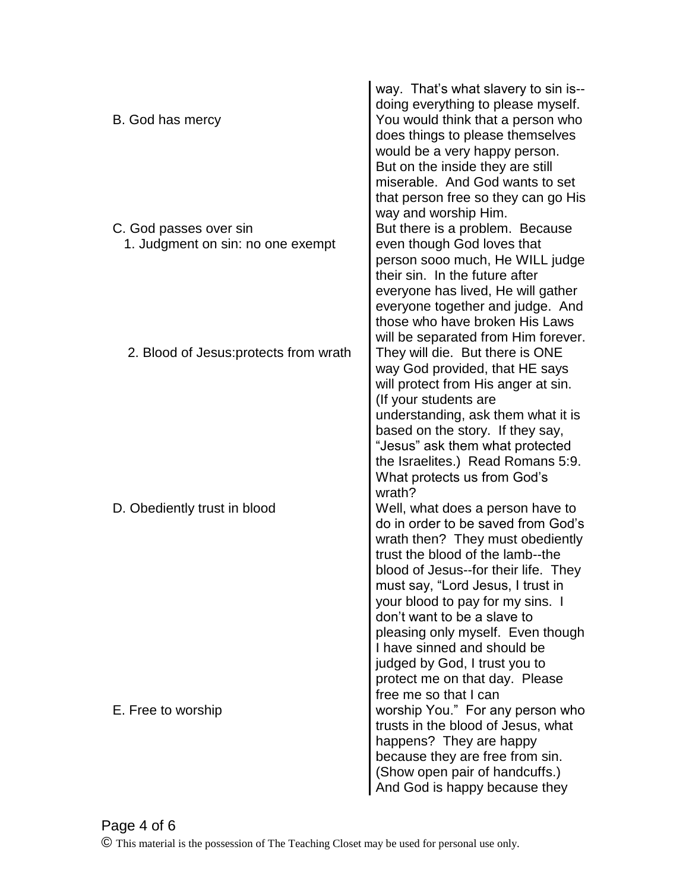| | |
|---|---|
| B. God has mercy | way. That's what slavery to sin is--doing everything to please myself. You would think that a person who does things to please themselves would be a very happy person. But on the inside they are still miserable. And God wants to set that person free so they can go His way and worship Him. |
| C. God passes over sin<br>1. Judgment on sin: no one exempt | But there is a problem. Because even though God loves that person sooo much, He WILL judge their sin. In the future after everyone has lived, He will gather everyone together and judge. And those who have broken His Laws will be separated from Him forever. |
| 2. Blood of Jesus:protects from wrath | They will die. But there is ONE way God provided, that HE says will protect from His anger at sin. (If your students are understanding, ask them what it is based on the story. If they say, "Jesus" ask them what protected the Israelites.) Read Romans 5:9. What protects us from God's wrath? |
| D. Obediently trust in blood | Well, what does a person have to do in order to be saved from God's wrath then? They must obediently trust the blood of the lamb--the blood of Jesus--for their life. They must say, "Lord Jesus, I trust in your blood to pay for my sins. I don't want to be a slave to pleasing only myself. Even though I have sinned and should be judged by God, I trust you to protect me on that day. Please free me so that I can |
| E. Free to worship | worship You." For any person who trusts in the blood of Jesus, what happens? They are happy because they are free from sin. (Show open pair of handcuffs.) And God is happy because they |

© This material is the possession of The Teaching Closet may be used for personal use only.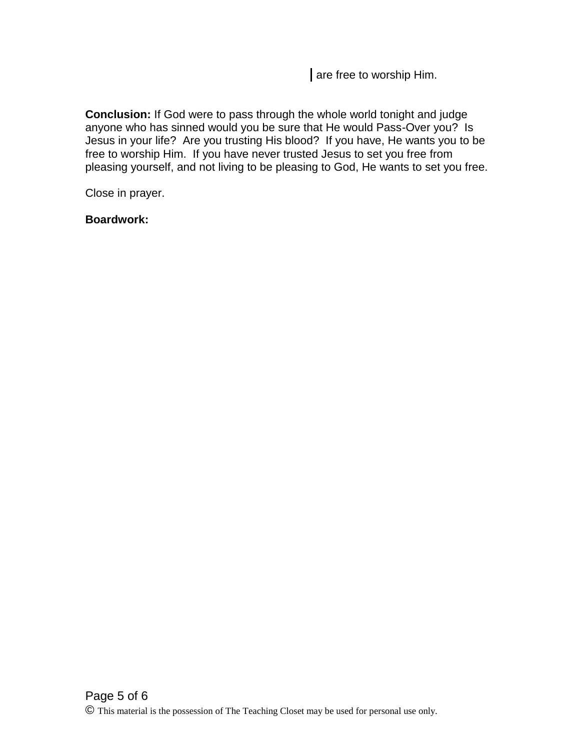are free to worship Him.

**Conclusion:** If God were to pass through the whole world tonight and judge anyone who has sinned would you be sure that He would Pass-Over you? Is Jesus in your life? Are you trusting His blood? If you have, He wants you to be free to worship Him. If you have never trusted Jesus to set you free from pleasing yourself, and not living to be pleasing to God, He wants to set you free.

Close in prayer.

**Boardwork:**

© This material is the possession of The Teaching Closet may be used for personal use only.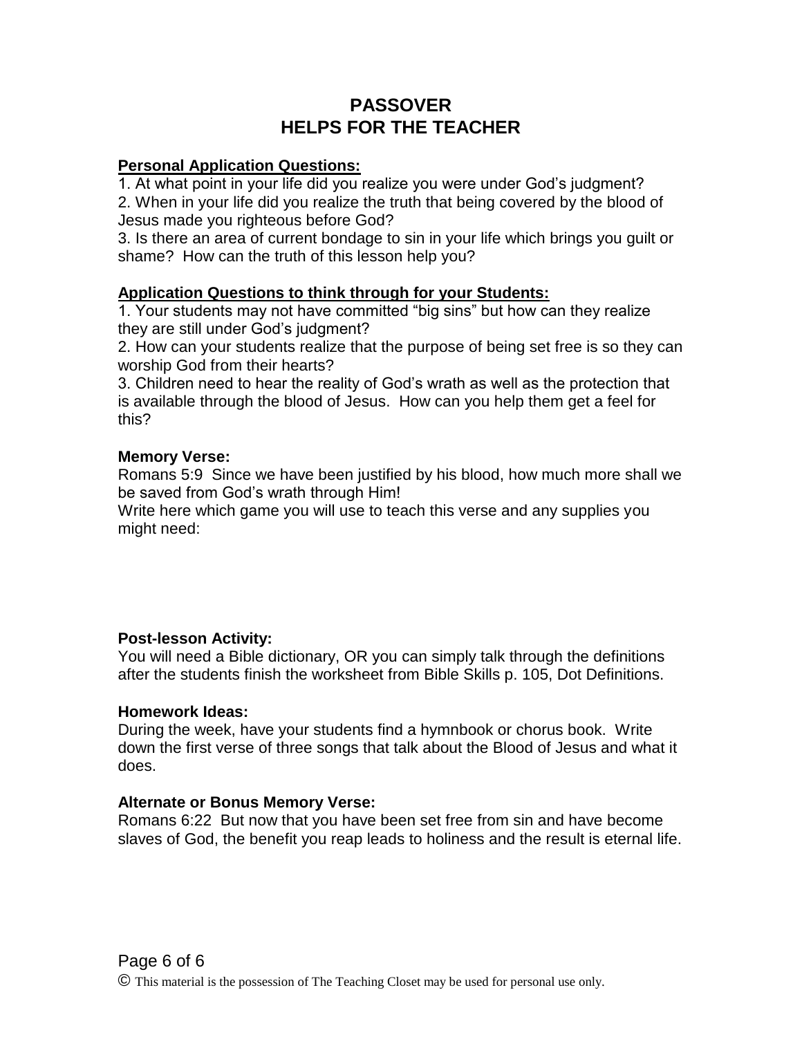# PASSOVER
# HELPS FOR THE TEACHER

**Personal Application Questions:**

1. At what point in your life did you realize you were under God's judgment?
2. When in your life did you realize the truth that being covered by the blood of Jesus made you righteous before God?
3. Is there an area of current bondage to sin in your life which brings you guilt or shame? How can the truth of this lesson help you?

**Application Questions to think through for your Students:**

1. Your students may not have committed "big sins" but how can they realize they are still under God's judgment?
2. How can your students realize that the purpose of being set free is so they can worship God from their hearts?
3. Children need to hear the reality of God's wrath as well as the protection that is available through the blood of Jesus. How can you help them get a feel for this?

**Memory Verse:**

Romans 5:9 Since we have been justified by his blood, how much more shall we be saved from God's wrath through Him!

Write here which game you will use to teach this verse and any supplies you might need:

**Post-lesson Activity:**

You will need a Bible dictionary, OR you can simply talk through the definitions after the students finish the worksheet from Bible Skills p. 105, Dot Definitions.

**Homework Ideas:**

During the week, have your students find a hymnbook or chorus book. Write down the first verse of three songs that talk about the Blood of Jesus and what it does.

**Alternate or Bonus Memory Verse:**

Romans 6:22 But now that you have been set free from sin and have become slaves of God, the benefit you reap leads to holiness and the result is eternal life.

© This material is the possession of The Teaching Closet may be used for personal use only.